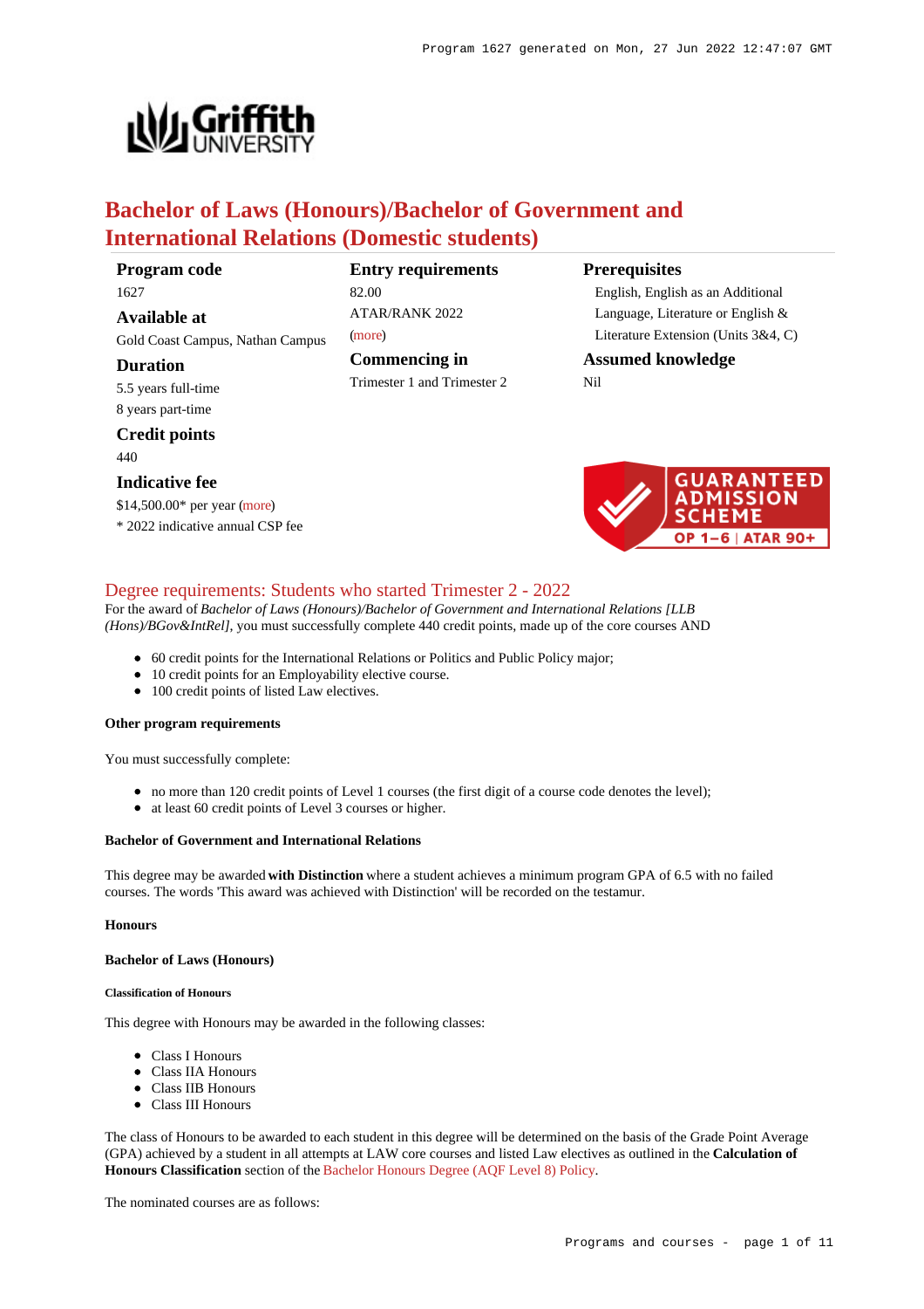# Bachelor of Laws (Honours)/Bachelor of Government and International Relations (Domestic students)

**Program code**
1627

**Available at**
Gold Coast Campus, Nathan Campus

**Duration**
5.5 years full-time
8 years part-time

**Credit points**
440

**Indicative fee**
$14,500.00* per year (more)
* 2022 indicative annual CSP fee

**Entry requirements**
82.00
ATAR/RANK 2022
(more)

**Commencing in**
Trimester 1 and Trimester 2

**Prerequisites**
English, English as an Additional Language, Literature or English & Literature Extension (Units 3&4, C)

**Assumed knowledge**
Nil

GUARANTEED ADMISSION SCHEME
OP 1–6 | ATAR 90+

## Degree requirements: Students who started Trimester 2 - 2022

For the award of *Bachelor of Laws (Honours)/Bachelor of Government and International Relations [LLB (Hons)/BGov&IntRel]*, you must successfully complete 440 credit points, made up of the core courses AND

- 60 credit points for the International Relations or Politics and Public Policy major;
- 10 credit points for an Employability elective course.
- 100 credit points of listed Law electives.

#### Other program requirements

You must successfully complete:

- no more than 120 credit points of Level 1 courses (the first digit of a course code denotes the level);
- at least 60 credit points of Level 3 courses or higher.

#### Bachelor of Government and International Relations

This degree may be awarded **with Distinction** where a student achieves a minimum program GPA of 6.5 with no failed courses. The words 'This award was achieved with Distinction' will be recorded on the testamur.

#### Honours

#### Bachelor of Laws (Honours)

##### Classification of Honours

This degree with Honours may be awarded in the following classes:

- Class I Honours
- Class IIA Honours
- Class IIB Honours
- Class III Honours

The class of Honours to be awarded to each student in this degree will be determined on the basis of the Grade Point Average (GPA) achieved by a student in all attempts at LAW core courses and listed Law electives as outlined in the **Calculation of Honours Classification** section of the Bachelor Honours Degree (AQF Level 8) Policy.

The nominated courses are as follows: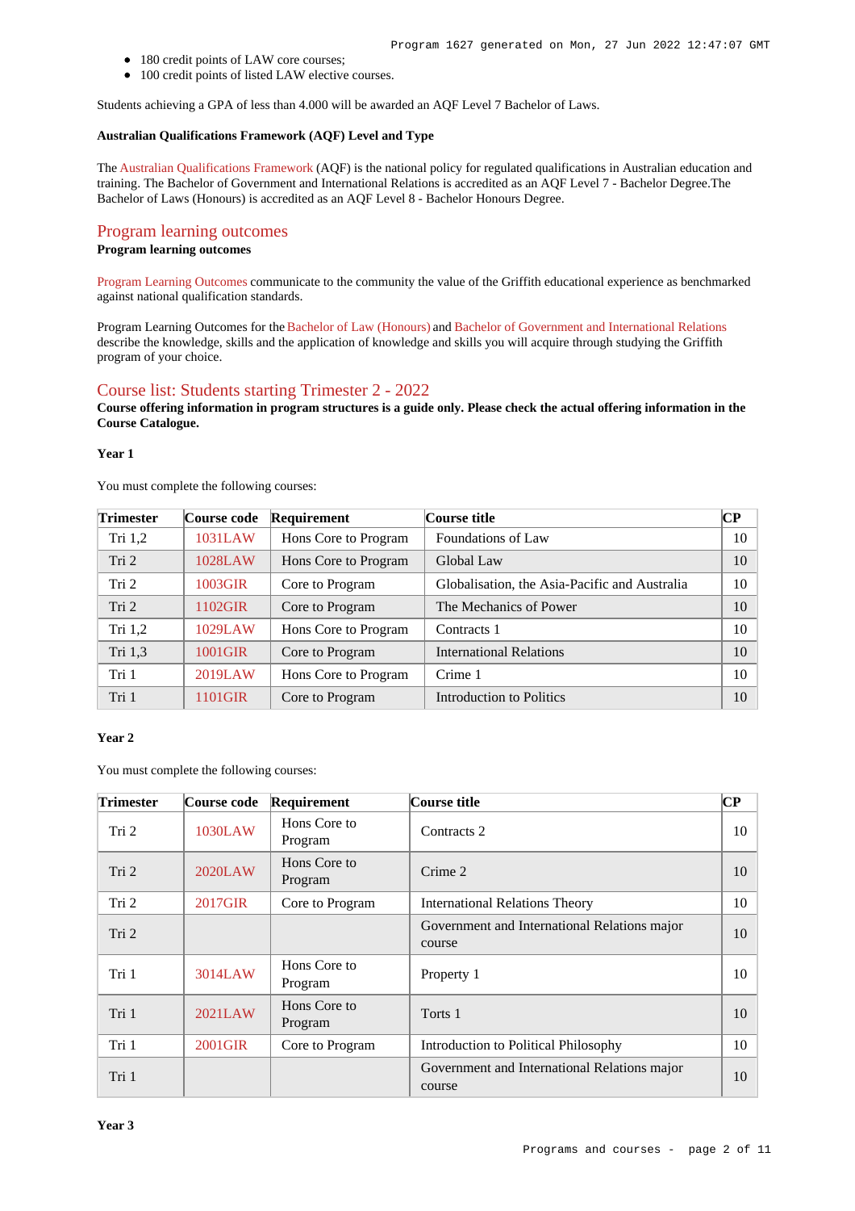- 180 credit points of LAW core courses;
- 100 credit points of listed LAW elective courses.

Students achieving a GPA of less than 4.000 will be awarded an AQF Level 7 Bachelor of Laws.

**Australian Qualifications Framework (AQF) Level and Type**

The Australian Qualifications Framework (AQF) is the national policy for regulated qualifications in Australian education and training. The Bachelor of Government and International Relations is accredited as an AQF Level 7 - Bachelor Degree.The Bachelor of Laws (Honours) is accredited as an AQF Level 8 - Bachelor Honours Degree.

## Program learning outcomes

**Program learning outcomes**

Program Learning Outcomes communicate to the community the value of the Griffith educational experience as benchmarked against national qualification standards.

Program Learning Outcomes for the Bachelor of Law (Honours) and Bachelor of Government and International Relations describe the knowledge, skills and the application of knowledge and skills you will acquire through studying the Griffith program of your choice.

## Course list: Students starting Trimester 2 - 2022

**Course offering information in program structures is a guide only. Please check the actual offering information in the Course Catalogue.**

**Year 1**

You must complete the following courses:

| Trimester | Course code | Requirement | Course title | CP |
|---|---|---|---|---|
| Tri 1,2 | 1031LAW | Hons Core to Program | Foundations of Law | 10 |
| Tri 2 | 1028LAW | Hons Core to Program | Global Law | 10 |
| Tri 2 | 1003GIR | Core to Program | Globalisation, the Asia-Pacific and Australia | 10 |
| Tri 2 | 1102GIR | Core to Program | The Mechanics of Power | 10 |
| Tri 1,2 | 1029LAW | Hons Core to Program | Contracts 1 | 10 |
| Tri 1,3 | 1001GIR | Core to Program | International Relations | 10 |
| Tri 1 | 2019LAW | Hons Core to Program | Crime 1 | 10 |
| Tri 1 | 1101GIR | Core to Program | Introduction to Politics | 10 |

**Year 2**

You must complete the following courses:

| Trimester | Course code | Requirement | Course title | CP |
|---|---|---|---|---|
| Tri 2 | 1030LAW | Hons Core to Program | Contracts 2 | 10 |
| Tri 2 | 2020LAW | Hons Core to Program | Crime 2 | 10 |
| Tri 2 | 2017GIR | Core to Program | International Relations Theory | 10 |
| Tri 2 | | | Government and International Relations major course | 10 |
| Tri 1 | 3014LAW | Hons Core to Program | Property 1 | 10 |
| Tri 1 | 2021LAW | Hons Core to Program | Torts 1 | 10 |
| Tri 1 | 2001GIR | Core to Program | Introduction to Political Philosophy | 10 |
| Tri 1 | | | Government and International Relations major course | 10 |

**Year 3**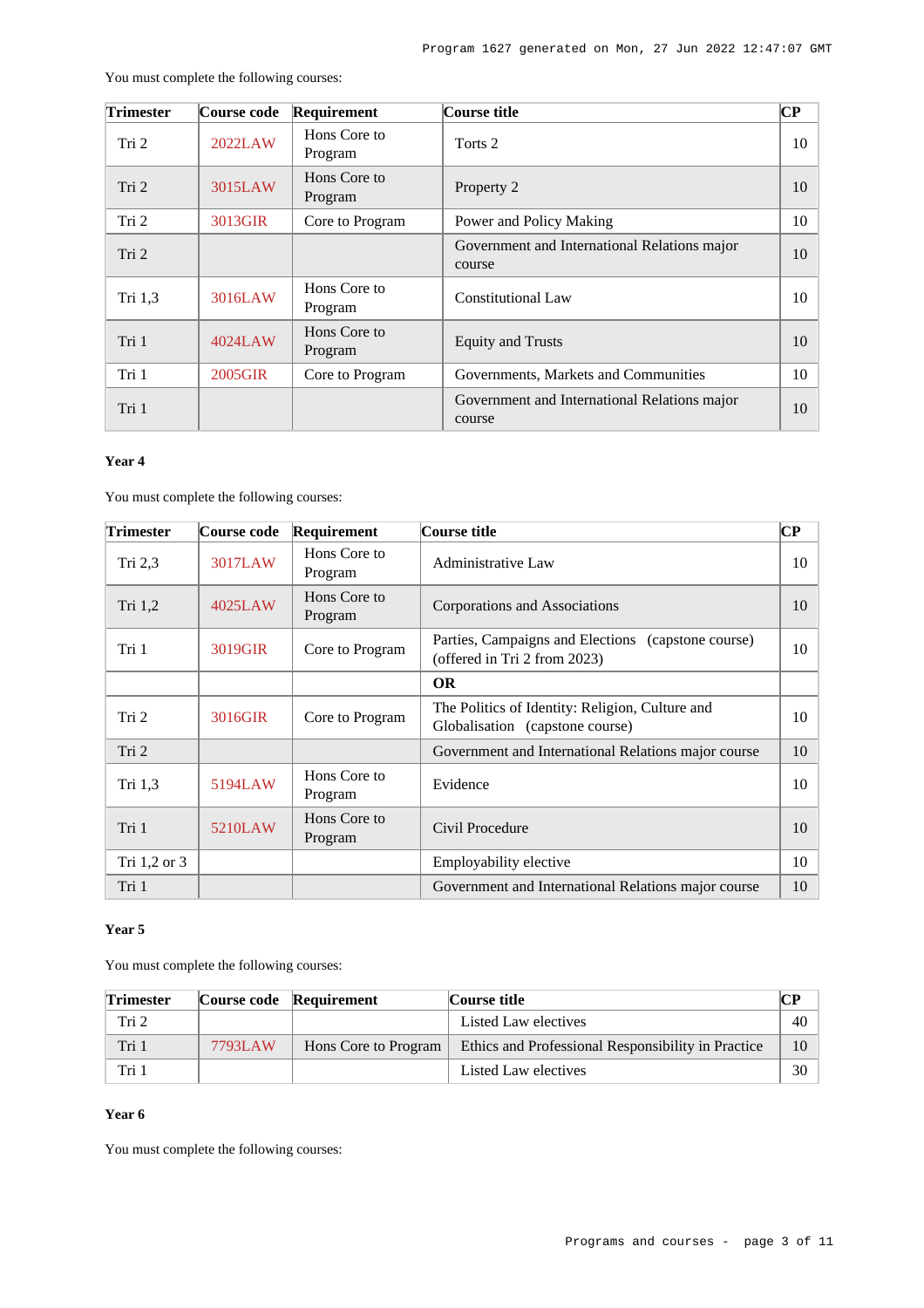You must complete the following courses:

| Trimester | Course code | Requirement | Course title | CP |
|---|---|---|---|---|
| Tri 2 | 2022LAW | Hons Core to Program | Torts 2 | 10 |
| Tri 2 | 3015LAW | Hons Core to Program | Property 2 | 10 |
| Tri 2 | 3013GIR | Core to Program | Power and Policy Making | 10 |
| Tri 2 | | | Government and International Relations major course | 10 |
| Tri 1,3 | 3016LAW | Hons Core to Program | Constitutional Law | 10 |
| Tri 1 | 4024LAW | Hons Core to Program | Equity and Trusts | 10 |
| Tri 1 | 2005GIR | Core to Program | Governments, Markets and Communities | 10 |
| Tri 1 | | | Government and International Relations major course | 10 |

**Year 4**

You must complete the following courses:

| Trimester | Course code | Requirement | Course title | CP |
|---|---|---|---|---|
| Tri 2,3 | 3017LAW | Hons Core to Program | Administrative Law | 10 |
| Tri 1,2 | 4025LAW | Hons Core to Program | Corporations and Associations | 10 |
| Tri 1 | 3019GIR | Core to Program | Parties, Campaigns and Elections (capstone course) (offered in Tri 2 from 2023) | 10 |
| | | | **OR** | |
| Tri 2 | 3016GIR | Core to Program | The Politics of Identity: Religion, Culture and Globalisation (capstone course) | 10 |
| Tri 2 | | | Government and International Relations major course | 10 |
| Tri 1,3 | 5194LAW | Hons Core to Program | Evidence | 10 |
| Tri 1 | 5210LAW | Hons Core to Program | Civil Procedure | 10 |
| Tri 1,2 or 3 | | | Employability elective | 10 |
| Tri 1 | | | Government and International Relations major course | 10 |

**Year 5**

You must complete the following courses:

| Trimester | Course code | Requirement | Course title | CP |
|---|---|---|---|---|
| Tri 2 | | | Listed Law electives | 40 |
| Tri 1 | 7793LAW | Hons Core to Program | Ethics and Professional Responsibility in Practice | 10 |
| Tri 1 | | | Listed Law electives | 30 |

**Year 6**

You must complete the following courses: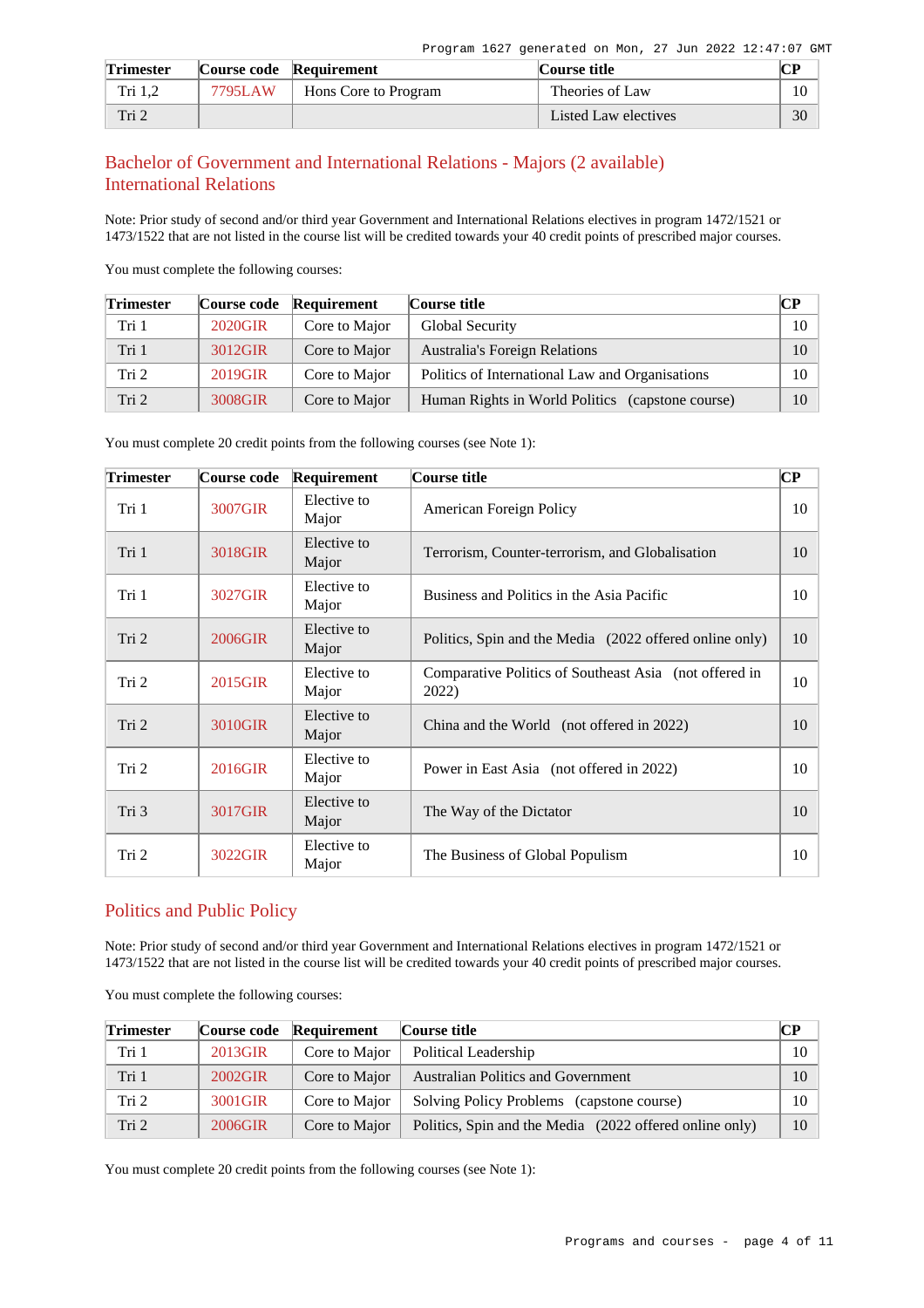| Trimester | Course code | Requirement | Course title | CP |
|---|---|---|---|---|
| Tri 1,2 | 7795LAW | Hons Core to Program | Theories of Law | 10 |
| Tri 2 | | | Listed Law electives | 30 |

## Bachelor of Government and International Relations - Majors (2 available)

### International Relations

Note: Prior study of second and/or third year Government and International Relations electives in program 1472/1521 or 1473/1522 that are not listed in the course list will be credited towards your 40 credit points of prescribed major courses.

You must complete the following courses:

| Trimester | Course code | Requirement | Course title | CP |
|---|---|---|---|---|
| Tri 1 | 2020GIR | Core to Major | Global Security | 10 |
| Tri 1 | 3012GIR | Core to Major | Australia's Foreign Relations | 10 |
| Tri 2 | 2019GIR | Core to Major | Politics of International Law and Organisations | 10 |
| Tri 2 | 3008GIR | Core to Major | Human Rights in World Politics (capstone course) | 10 |

You must complete 20 credit points from the following courses (see Note 1):

| Trimester | Course code | Requirement | Course title | CP |
|---|---|---|---|---|
| Tri 1 | 3007GIR | Elective to Major | American Foreign Policy | 10 |
| Tri 1 | 3018GIR | Elective to Major | Terrorism, Counter-terrorism, and Globalisation | 10 |
| Tri 1 | 3027GIR | Elective to Major | Business and Politics in the Asia Pacific | 10 |
| Tri 2 | 2006GIR | Elective to Major | Politics, Spin and the Media (2022 offered online only) | 10 |
| Tri 2 | 2015GIR | Elective to Major | Comparative Politics of Southeast Asia (not offered in 2022) | 10 |
| Tri 2 | 3010GIR | Elective to Major | China and the World (not offered in 2022) | 10 |
| Tri 2 | 2016GIR | Elective to Major | Power in East Asia (not offered in 2022) | 10 |
| Tri 3 | 3017GIR | Elective to Major | The Way of the Dictator | 10 |
| Tri 2 | 3022GIR | Elective to Major | The Business of Global Populism | 10 |

### Politics and Public Policy

Note: Prior study of second and/or third year Government and International Relations electives in program 1472/1521 or 1473/1522 that are not listed in the course list will be credited towards your 40 credit points of prescribed major courses.

You must complete the following courses:

| Trimester | Course code | Requirement | Course title | CP |
|---|---|---|---|---|
| Tri 1 | 2013GIR | Core to Major | Political Leadership | 10 |
| Tri 1 | 2002GIR | Core to Major | Australian Politics and Government | 10 |
| Tri 2 | 3001GIR | Core to Major | Solving Policy Problems (capstone course) | 10 |
| Tri 2 | 2006GIR | Core to Major | Politics, Spin and the Media (2022 offered online only) | 10 |

You must complete 20 credit points from the following courses (see Note 1):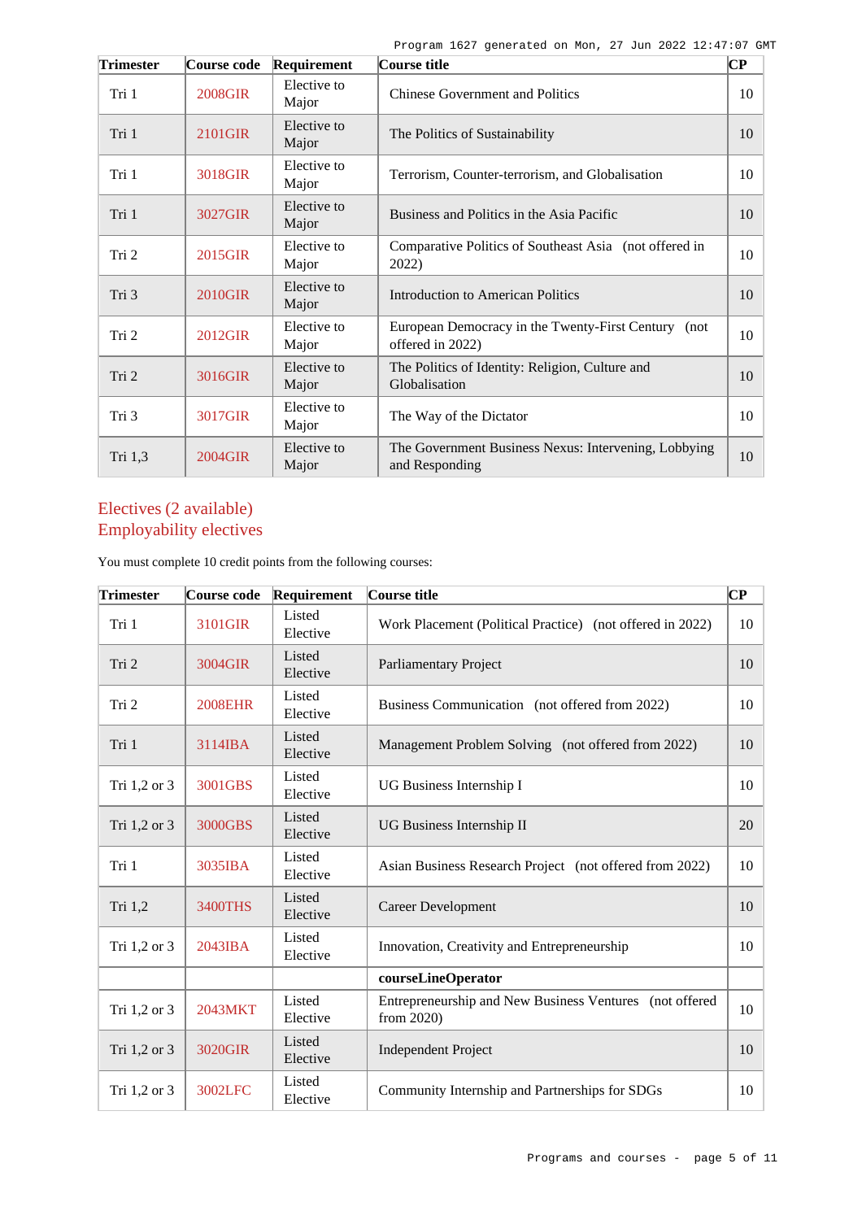| Trimester | Course code | Requirement | Course title | CP |
|---|---|---|---|---|
| Tri 1 | 2008GIR | Elective to Major | Chinese Government and Politics | 10 |
| Tri 1 | 2101GIR | Elective to Major | The Politics of Sustainability | 10 |
| Tri 1 | 3018GIR | Elective to Major | Terrorism, Counter-terrorism, and Globalisation | 10 |
| Tri 1 | 3027GIR | Elective to Major | Business and Politics in the Asia Pacific | 10 |
| Tri 2 | 2015GIR | Elective to Major | Comparative Politics of Southeast Asia (not offered in 2022) | 10 |
| Tri 3 | 2010GIR | Elective to Major | Introduction to American Politics | 10 |
| Tri 2 | 2012GIR | Elective to Major | European Democracy in the Twenty-First Century (not offered in 2022) | 10 |
| Tri 2 | 3016GIR | Elective to Major | The Politics of Identity: Religion, Culture and Globalisation | 10 |
| Tri 3 | 3017GIR | Elective to Major | The Way of the Dictator | 10 |
| Tri 1,3 | 2004GIR | Elective to Major | The Government Business Nexus: Intervening, Lobbying and Responding | 10 |

## Electives (2 available)
## Employability electives

You must complete 10 credit points from the following courses:

| Trimester | Course code | Requirement | Course title | CP |
|---|---|---|---|---|
| Tri 1 | 3101GIR | Listed Elective | Work Placement (Political Practice) (not offered in 2022) | 10 |
| Tri 2 | 3004GIR | Listed Elective | Parliamentary Project | 10 |
| Tri 2 | 2008EHR | Listed Elective | Business Communication (not offered from 2022) | 10 |
| Tri 1 | 3114IBA | Listed Elective | Management Problem Solving (not offered from 2022) | 10 |
| Tri 1,2 or 3 | 3001GBS | Listed Elective | UG Business Internship I | 10 |
| Tri 1,2 or 3 | 3000GBS | Listed Elective | UG Business Internship II | 20 |
| Tri 1 | 3035IBA | Listed Elective | Asian Business Research Project (not offered from 2022) | 10 |
| Tri 1,2 | 3400THS | Listed Elective | Career Development | 10 |
| Tri 1,2 or 3 | 2043IBA | Listed Elective | Innovation, Creativity and Entrepreneurship | 10 |
| | | | **courseLineOperator** | |
| Tri 1,2 or 3 | 2043MKT | Listed Elective | Entrepreneurship and New Business Ventures (not offered from 2020) | 10 |
| Tri 1,2 or 3 | 3020GIR | Listed Elective | Independent Project | 10 |
| Tri 1,2 or 3 | 3002LFC | Listed Elective | Community Internship and Partnerships for SDGs | 10 |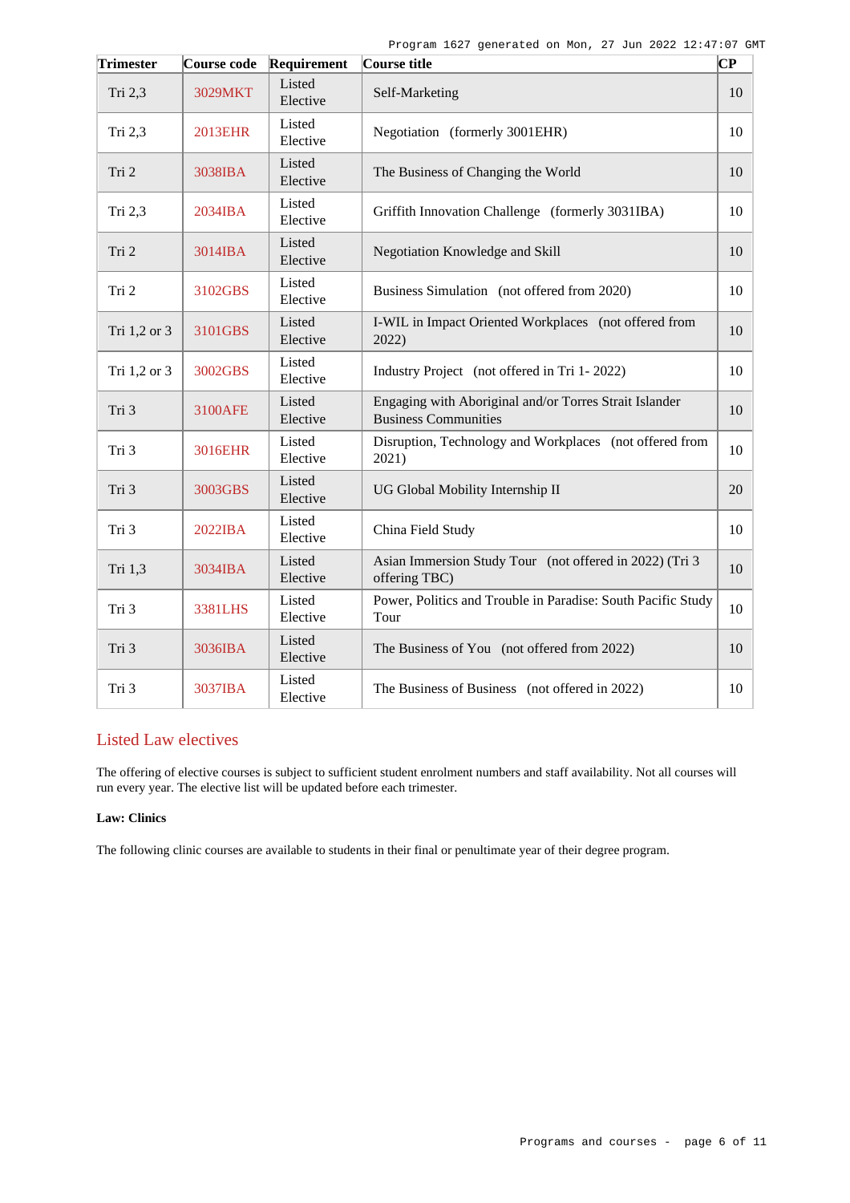| Trimester | Course code | Requirement | Course title | CP |
|---|---|---|---|---|
| Tri 2,3 | 3029MKT | Listed Elective | Self-Marketing | 10 |
| Tri 2,3 | 2013EHR | Listed Elective | Negotiation (formerly 3001EHR) | 10 |
| Tri 2 | 3038IBA | Listed Elective | The Business of Changing the World | 10 |
| Tri 2,3 | 2034IBA | Listed Elective | Griffith Innovation Challenge (formerly 3031IBA) | 10 |
| Tri 2 | 3014IBA | Listed Elective | Negotiation Knowledge and Skill | 10 |
| Tri 2 | 3102GBS | Listed Elective | Business Simulation (not offered from 2020) | 10 |
| Tri 1,2 or 3 | 3101GBS | Listed Elective | I-WIL in Impact Oriented Workplaces (not offered from 2022) | 10 |
| Tri 1,2 or 3 | 3002GBS | Listed Elective | Industry Project (not offered in Tri 1- 2022) | 10 |
| Tri 3 | 3100AFE | Listed Elective | Engaging with Aboriginal and/or Torres Strait Islander Business Communities | 10 |
| Tri 3 | 3016EHR | Listed Elective | Disruption, Technology and Workplaces (not offered from 2021) | 10 |
| Tri 3 | 3003GBS | Listed Elective | UG Global Mobility Internship II | 20 |
| Tri 3 | 2022IBA | Listed Elective | China Field Study | 10 |
| Tri 1,3 | 3034IBA | Listed Elective | Asian Immersion Study Tour (not offered in 2022) (Tri 3 offering TBC) | 10 |
| Tri 3 | 3381LHS | Listed Elective | Power, Politics and Trouble in Paradise: South Pacific Study Tour | 10 |
| Tri 3 | 3036IBA | Listed Elective | The Business of You (not offered from 2022) | 10 |
| Tri 3 | 3037IBA | Listed Elective | The Business of Business (not offered in 2022) | 10 |

## Listed Law electives

The offering of elective courses is subject to sufficient student enrolment numbers and staff availability. Not all courses will run every year. The elective list will be updated before each trimester.

**Law: Clinics**

The following clinic courses are available to students in their final or penultimate year of their degree program.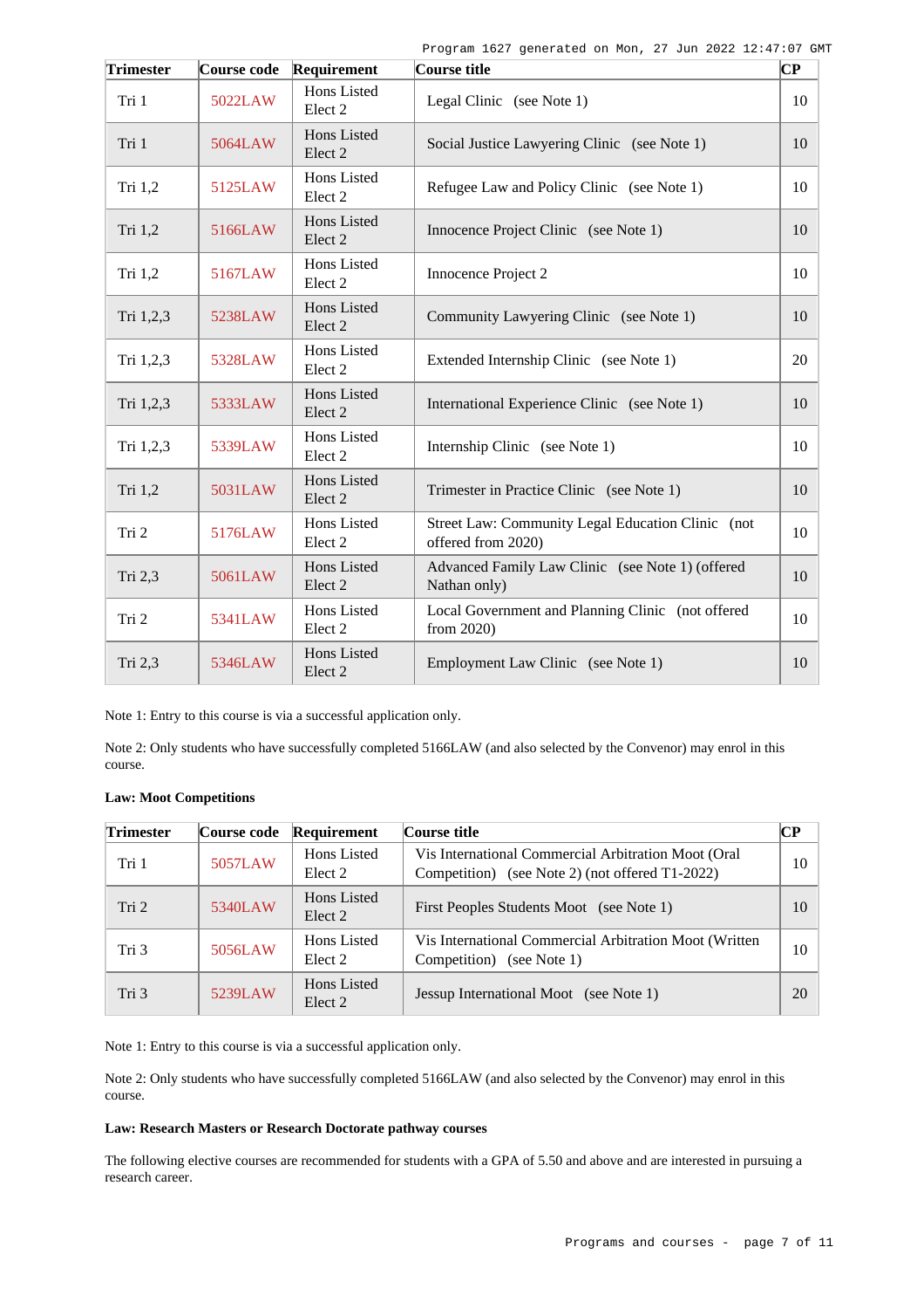| Trimester | Course code | Requirement | Course title | CP |
|---|---|---|---|---|
| Tri 1 | 5022LAW | Hons Listed Elect 2 | Legal Clinic (see Note 1) | 10 |
| Tri 1 | 5064LAW | Hons Listed Elect 2 | Social Justice Lawyering Clinic (see Note 1) | 10 |
| Tri 1,2 | 5125LAW | Hons Listed Elect 2 | Refugee Law and Policy Clinic (see Note 1) | 10 |
| Tri 1,2 | 5166LAW | Hons Listed Elect 2 | Innocence Project Clinic (see Note 1) | 10 |
| Tri 1,2 | 5167LAW | Hons Listed Elect 2 | Innocence Project 2 | 10 |
| Tri 1,2,3 | 5238LAW | Hons Listed Elect 2 | Community Lawyering Clinic (see Note 1) | 10 |
| Tri 1,2,3 | 5328LAW | Hons Listed Elect 2 | Extended Internship Clinic (see Note 1) | 20 |
| Tri 1,2,3 | 5333LAW | Hons Listed Elect 2 | International Experience Clinic (see Note 1) | 10 |
| Tri 1,2,3 | 5339LAW | Hons Listed Elect 2 | Internship Clinic (see Note 1) | 10 |
| Tri 1,2 | 5031LAW | Hons Listed Elect 2 | Trimester in Practice Clinic (see Note 1) | 10 |
| Tri 2 | 5176LAW | Hons Listed Elect 2 | Street Law: Community Legal Education Clinic (not offered from 2020) | 10 |
| Tri 2,3 | 5061LAW | Hons Listed Elect 2 | Advanced Family Law Clinic (see Note 1) (offered Nathan only) | 10 |
| Tri 2 | 5341LAW | Hons Listed Elect 2 | Local Government and Planning Clinic (not offered from 2020) | 10 |
| Tri 2,3 | 5346LAW | Hons Listed Elect 2 | Employment Law Clinic (see Note 1) | 10 |

Note 1: Entry to this course is via a successful application only.

Note 2: Only students who have successfully completed 5166LAW (and also selected by the Convenor) may enrol in this course.

**Law: Moot Competitions**

| Trimester | Course code | Requirement | Course title | CP |
|---|---|---|---|---|
| Tri 1 | 5057LAW | Hons Listed Elect 2 | Vis International Commercial Arbitration Moot (Oral Competition) (see Note 2) (not offered T1-2022) | 10 |
| Tri 2 | 5340LAW | Hons Listed Elect 2 | First Peoples Students Moot (see Note 1) | 10 |
| Tri 3 | 5056LAW | Hons Listed Elect 2 | Vis International Commercial Arbitration Moot (Written Competition) (see Note 1) | 10 |
| Tri 3 | 5239LAW | Hons Listed Elect 2 | Jessup International Moot (see Note 1) | 20 |

Note 1: Entry to this course is via a successful application only.

Note 2: Only students who have successfully completed 5166LAW (and also selected by the Convenor) may enrol in this course.

**Law: Research Masters or Research Doctorate pathway courses**

The following elective courses are recommended for students with a GPA of 5.50 and above and are interested in pursuing a research career.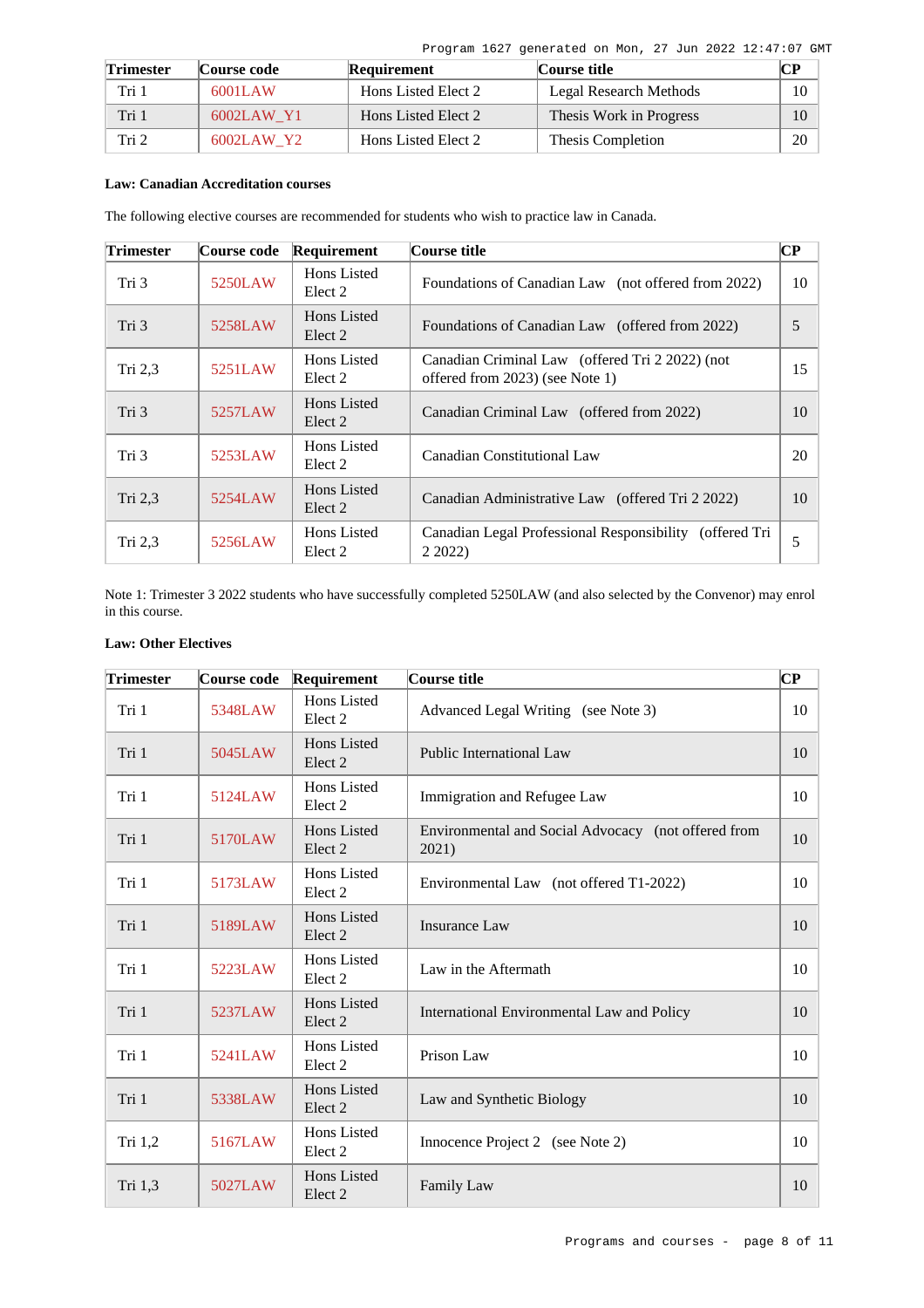| Trimester | Course code | Requirement | Course title | CP |
| --- | --- | --- | --- | --- |
| Tri 1 | 6001LAW | Hons Listed Elect 2 | Legal Research Methods | 10 |
| Tri 1 | 6002LAW_Y1 | Hons Listed Elect 2 | Thesis Work in Progress | 10 |
| Tri 2 | 6002LAW_Y2 | Hons Listed Elect 2 | Thesis Completion | 20 |

**Law: Canadian Accreditation courses**

The following elective courses are recommended for students who wish to practice law in Canada.

| Trimester | Course code | Requirement | Course title | CP |
| --- | --- | --- | --- | --- |
| Tri 3 | 5250LAW | Hons Listed Elect 2 | Foundations of Canadian Law (not offered from 2022) | 10 |
| Tri 3 | 5258LAW | Hons Listed Elect 2 | Foundations of Canadian Law (offered from 2022) | 5 |
| Tri 2,3 | 5251LAW | Hons Listed Elect 2 | Canadian Criminal Law (offered Tri 2 2022) (not offered from 2023) (see Note 1) | 15 |
| Tri 3 | 5257LAW | Hons Listed Elect 2 | Canadian Criminal Law (offered from 2022) | 10 |
| Tri 3 | 5253LAW | Hons Listed Elect 2 | Canadian Constitutional Law | 20 |
| Tri 2,3 | 5254LAW | Hons Listed Elect 2 | Canadian Administrative Law (offered Tri 2 2022) | 10 |
| Tri 2,3 | 5256LAW | Hons Listed Elect 2 | Canadian Legal Professional Responsibility (offered Tri 2 2022) | 5 |

Note 1: Trimester 3 2022 students who have successfully completed 5250LAW (and also selected by the Convenor) may enrol in this course.

**Law: Other Electives**

| Trimester | Course code | Requirement | Course title | CP |
| --- | --- | --- | --- | --- |
| Tri 1 | 5348LAW | Hons Listed Elect 2 | Advanced Legal Writing (see Note 3) | 10 |
| Tri 1 | 5045LAW | Hons Listed Elect 2 | Public International Law | 10 |
| Tri 1 | 5124LAW | Hons Listed Elect 2 | Immigration and Refugee Law | 10 |
| Tri 1 | 5170LAW | Hons Listed Elect 2 | Environmental and Social Advocacy (not offered from 2021) | 10 |
| Tri 1 | 5173LAW | Hons Listed Elect 2 | Environmental Law (not offered T1-2022) | 10 |
| Tri 1 | 5189LAW | Hons Listed Elect 2 | Insurance Law | 10 |
| Tri 1 | 5223LAW | Hons Listed Elect 2 | Law in the Aftermath | 10 |
| Tri 1 | 5237LAW | Hons Listed Elect 2 | International Environmental Law and Policy | 10 |
| Tri 1 | 5241LAW | Hons Listed Elect 2 | Prison Law | 10 |
| Tri 1 | 5338LAW | Hons Listed Elect 2 | Law and Synthetic Biology | 10 |
| Tri 1,2 | 5167LAW | Hons Listed Elect 2 | Innocence Project 2 (see Note 2) | 10 |
| Tri 1,3 | 5027LAW | Hons Listed Elect 2 | Family Law | 10 |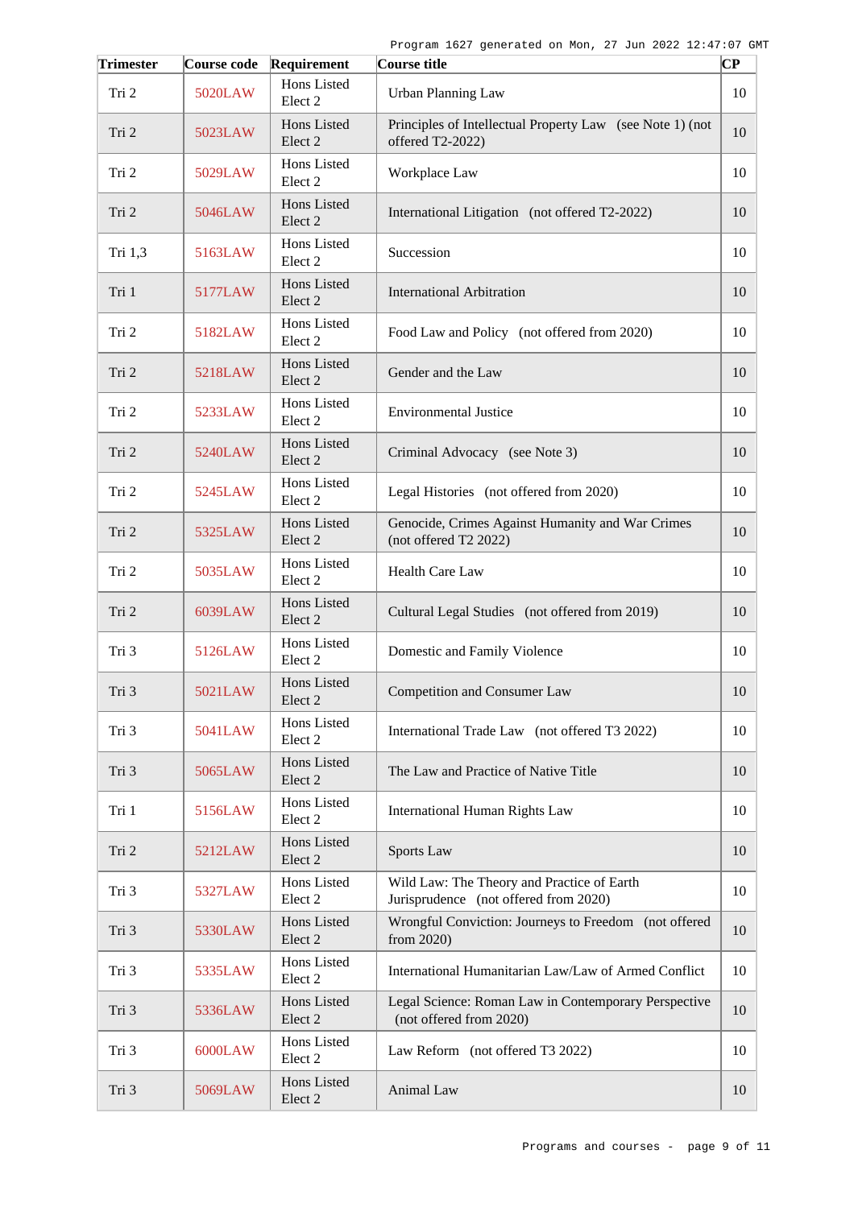| Trimester | Course code | Requirement | Course title | CP |
|---|---|---|---|---|
| Tri 2 | 5020LAW | Hons Listed Elect 2 | Urban Planning Law | 10 |
| Tri 2 | 5023LAW | Hons Listed Elect 2 | Principles of Intellectual Property Law (see Note 1) (not offered T2-2022) | 10 |
| Tri 2 | 5029LAW | Hons Listed Elect 2 | Workplace Law | 10 |
| Tri 2 | 5046LAW | Hons Listed Elect 2 | International Litigation (not offered T2-2022) | 10 |
| Tri 1,3 | 5163LAW | Hons Listed Elect 2 | Succession | 10 |
| Tri 1 | 5177LAW | Hons Listed Elect 2 | International Arbitration | 10 |
| Tri 2 | 5182LAW | Hons Listed Elect 2 | Food Law and Policy (not offered from 2020) | 10 |
| Tri 2 | 5218LAW | Hons Listed Elect 2 | Gender and the Law | 10 |
| Tri 2 | 5233LAW | Hons Listed Elect 2 | Environmental Justice | 10 |
| Tri 2 | 5240LAW | Hons Listed Elect 2 | Criminal Advocacy (see Note 3) | 10 |
| Tri 2 | 5245LAW | Hons Listed Elect 2 | Legal Histories (not offered from 2020) | 10 |
| Tri 2 | 5325LAW | Hons Listed Elect 2 | Genocide, Crimes Against Humanity and War Crimes (not offered T2 2022) | 10 |
| Tri 2 | 5035LAW | Hons Listed Elect 2 | Health Care Law | 10 |
| Tri 2 | 6039LAW | Hons Listed Elect 2 | Cultural Legal Studies (not offered from 2019) | 10 |
| Tri 3 | 5126LAW | Hons Listed Elect 2 | Domestic and Family Violence | 10 |
| Tri 3 | 5021LAW | Hons Listed Elect 2 | Competition and Consumer Law | 10 |
| Tri 3 | 5041LAW | Hons Listed Elect 2 | International Trade Law (not offered T3 2022) | 10 |
| Tri 3 | 5065LAW | Hons Listed Elect 2 | The Law and Practice of Native Title | 10 |
| Tri 1 | 5156LAW | Hons Listed Elect 2 | International Human Rights Law | 10 |
| Tri 2 | 5212LAW | Hons Listed Elect 2 | Sports Law | 10 |
| Tri 3 | 5327LAW | Hons Listed Elect 2 | Wild Law: The Theory and Practice of Earth Jurisprudence (not offered from 2020) | 10 |
| Tri 3 | 5330LAW | Hons Listed Elect 2 | Wrongful Conviction: Journeys to Freedom (not offered from 2020) | 10 |
| Tri 3 | 5335LAW | Hons Listed Elect 2 | International Humanitarian Law/Law of Armed Conflict | 10 |
| Tri 3 | 5336LAW | Hons Listed Elect 2 | Legal Science: Roman Law in Contemporary Perspective (not offered from 2020) | 10 |
| Tri 3 | 6000LAW | Hons Listed Elect 2 | Law Reform (not offered T3 2022) | 10 |
| Tri 3 | 5069LAW | Hons Listed Elect 2 | Animal Law | 10 |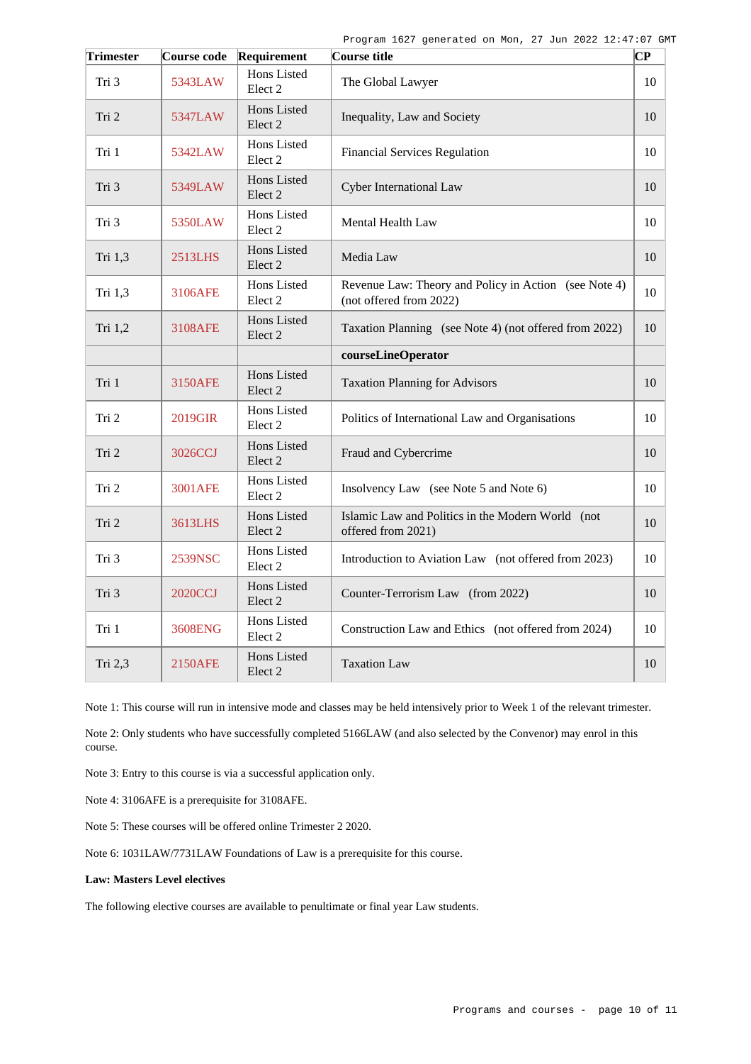| Trimester | Course code | Requirement | Course title | CP |
|---|---|---|---|---|
| Tri 3 | 5343LAW | Hons Listed Elect 2 | The Global Lawyer | 10 |
| Tri 2 | 5347LAW | Hons Listed Elect 2 | Inequality, Law and Society | 10 |
| Tri 1 | 5342LAW | Hons Listed Elect 2 | Financial Services Regulation | 10 |
| Tri 3 | 5349LAW | Hons Listed Elect 2 | Cyber International Law | 10 |
| Tri 3 | 5350LAW | Hons Listed Elect 2 | Mental Health Law | 10 |
| Tri 1,3 | 2513LHS | Hons Listed Elect 2 | Media Law | 10 |
| Tri 1,3 | 3106AFE | Hons Listed Elect 2 | Revenue Law: Theory and Policy in Action (see Note 4) (not offered from 2022) | 10 |
| Tri 1,2 | 3108AFE | Hons Listed Elect 2 | Taxation Planning (see Note 4) (not offered from 2022) | 10 |
| | | | **courseLineOperator** | |
| Tri 1 | 3150AFE | Hons Listed Elect 2 | Taxation Planning for Advisors | 10 |
| Tri 2 | 2019GIR | Hons Listed Elect 2 | Politics of International Law and Organisations | 10 |
| Tri 2 | 3026CCJ | Hons Listed Elect 2 | Fraud and Cybercrime | 10 |
| Tri 2 | 3001AFE | Hons Listed Elect 2 | Insolvency Law (see Note 5 and Note 6) | 10 |
| Tri 2 | 3613LHS | Hons Listed Elect 2 | Islamic Law and Politics in the Modern World (not offered from 2021) | 10 |
| Tri 3 | 2539NSC | Hons Listed Elect 2 | Introduction to Aviation Law (not offered from 2023) | 10 |
| Tri 3 | 2020CCJ | Hons Listed Elect 2 | Counter-Terrorism Law (from 2022) | 10 |
| Tri 1 | 3608ENG | Hons Listed Elect 2 | Construction Law and Ethics (not offered from 2024) | 10 |
| Tri 2,3 | 2150AFE | Hons Listed Elect 2 | Taxation Law | 10 |

Note 1: This course will run in intensive mode and classes may be held intensively prior to Week 1 of the relevant trimester.

Note 2: Only students who have successfully completed 5166LAW (and also selected by the Convenor) may enrol in this course.

Note 3: Entry to this course is via a successful application only.

Note 4: 3106AFE is a prerequisite for 3108AFE.

Note 5: These courses will be offered online Trimester 2 2020.

Note 6: 1031LAW/7731LAW Foundations of Law is a prerequisite for this course.

**Law: Masters Level electives**

The following elective courses are available to penultimate or final year Law students.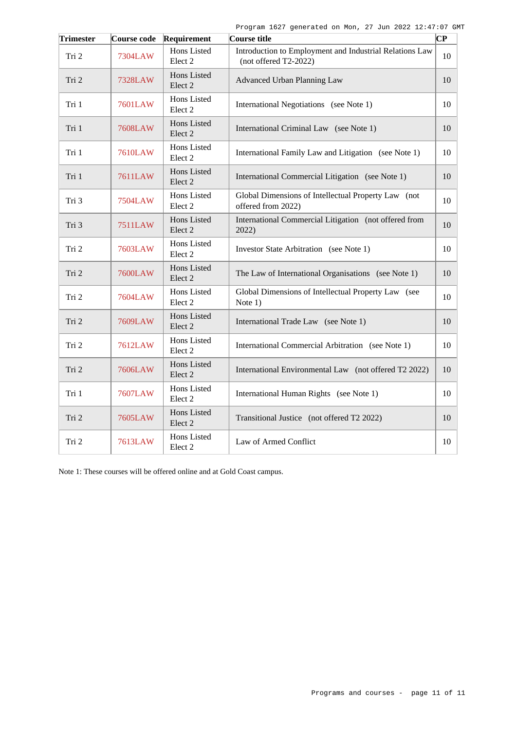| Trimester | Course code | Requirement | Course title | CP |
|---|---|---|---|---|
| Tri 2 | 7304LAW | Hons Listed Elect 2 | Introduction to Employment and Industrial Relations Law (not offered T2-2022) | 10 |
| Tri 2 | 7328LAW | Hons Listed Elect 2 | Advanced Urban Planning Law | 10 |
| Tri 1 | 7601LAW | Hons Listed Elect 2 | International Negotiations (see Note 1) | 10 |
| Tri 1 | 7608LAW | Hons Listed Elect 2 | International Criminal Law (see Note 1) | 10 |
| Tri 1 | 7610LAW | Hons Listed Elect 2 | International Family Law and Litigation (see Note 1) | 10 |
| Tri 1 | 7611LAW | Hons Listed Elect 2 | International Commercial Litigation (see Note 1) | 10 |
| Tri 3 | 7504LAW | Hons Listed Elect 2 | Global Dimensions of Intellectual Property Law (not offered from 2022) | 10 |
| Tri 3 | 7511LAW | Hons Listed Elect 2 | International Commercial Litigation (not offered from 2022) | 10 |
| Tri 2 | 7603LAW | Hons Listed Elect 2 | Investor State Arbitration (see Note 1) | 10 |
| Tri 2 | 7600LAW | Hons Listed Elect 2 | The Law of International Organisations (see Note 1) | 10 |
| Tri 2 | 7604LAW | Hons Listed Elect 2 | Global Dimensions of Intellectual Property Law (see Note 1) | 10 |
| Tri 2 | 7609LAW | Hons Listed Elect 2 | International Trade Law (see Note 1) | 10 |
| Tri 2 | 7612LAW | Hons Listed Elect 2 | International Commercial Arbitration (see Note 1) | 10 |
| Tri 2 | 7606LAW | Hons Listed Elect 2 | International Environmental Law (not offered T2 2022) | 10 |
| Tri 1 | 7607LAW | Hons Listed Elect 2 | International Human Rights (see Note 1) | 10 |
| Tri 2 | 7605LAW | Hons Listed Elect 2 | Transitional Justice (not offered T2 2022) | 10 |
| Tri 2 | 7613LAW | Hons Listed Elect 2 | Law of Armed Conflict | 10 |

Note 1: These courses will be offered online and at Gold Coast campus.